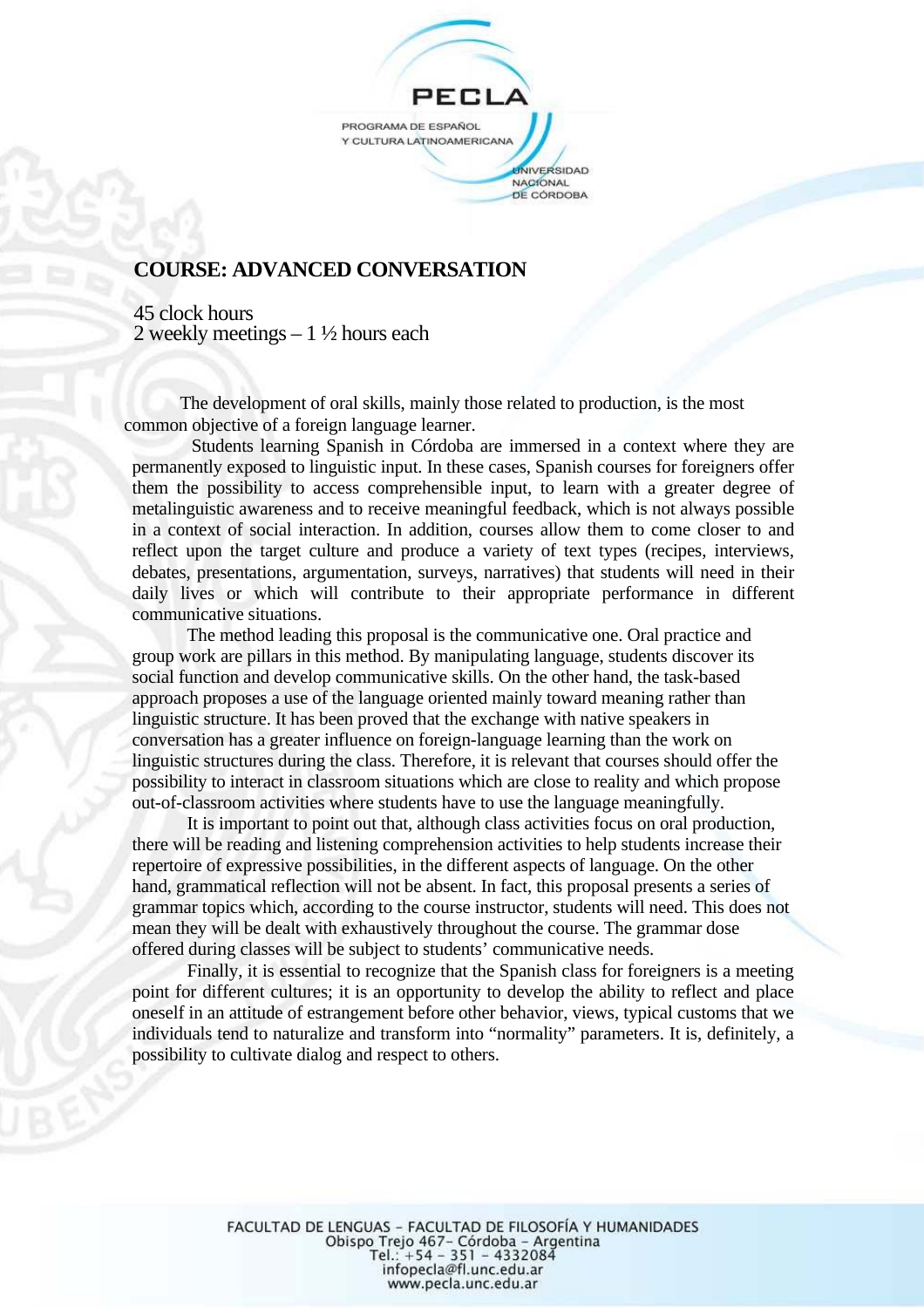## COURSE: ADVANCED CONVERSATION

45 clock hours
2 weekly meetings – 1 ½ hours each

The development of oral skills, mainly those related to production, is the most common objective of a foreign language learner.

Students learning Spanish in Córdoba are immersed in a context where they are permanently exposed to linguistic input. In these cases, Spanish courses for foreigners offer them the possibility to access comprehensible input, to learn with a greater degree of metalinguistic awareness and to receive meaningful feedback, which is not always possible in a context of social interaction. In addition, courses allow them to come closer to and reflect upon the target culture and produce a variety of text types (recipes, interviews, debates, presentations, argumentation, surveys, narratives) that students will need in their daily lives or which will contribute to their appropriate performance in different communicative situations.

The method leading this proposal is the communicative one. Oral practice and group work are pillars in this method. By manipulating language, students discover its social function and develop communicative skills. On the other hand, the task-based approach proposes a use of the language oriented mainly toward meaning rather than linguistic structure. It has been proved that the exchange with native speakers in conversation has a greater influence on foreign-language learning than the work on linguistic structures during the class. Therefore, it is relevant that courses should offer the possibility to interact in classroom situations which are close to reality and which propose out-of-classroom activities where students have to use the language meaningfully.

It is important to point out that, although class activities focus on oral production, there will be reading and listening comprehension activities to help students increase their repertoire of expressive possibilities, in the different aspects of language. On the other hand, grammatical reflection will not be absent. In fact, this proposal presents a series of grammar topics which, according to the course instructor, students will need. This does not mean they will be dealt with exhaustively throughout the course. The grammar dose offered during classes will be subject to students' communicative needs.

Finally, it is essential to recognize that the Spanish class for foreigners is a meeting point for different cultures; it is an opportunity to develop the ability to reflect and place oneself in an attitude of estrangement before other behavior, views, typical customs that we individuals tend to naturalize and transform into "normality" parameters. It is, definitely, a possibility to cultivate dialog and respect to others.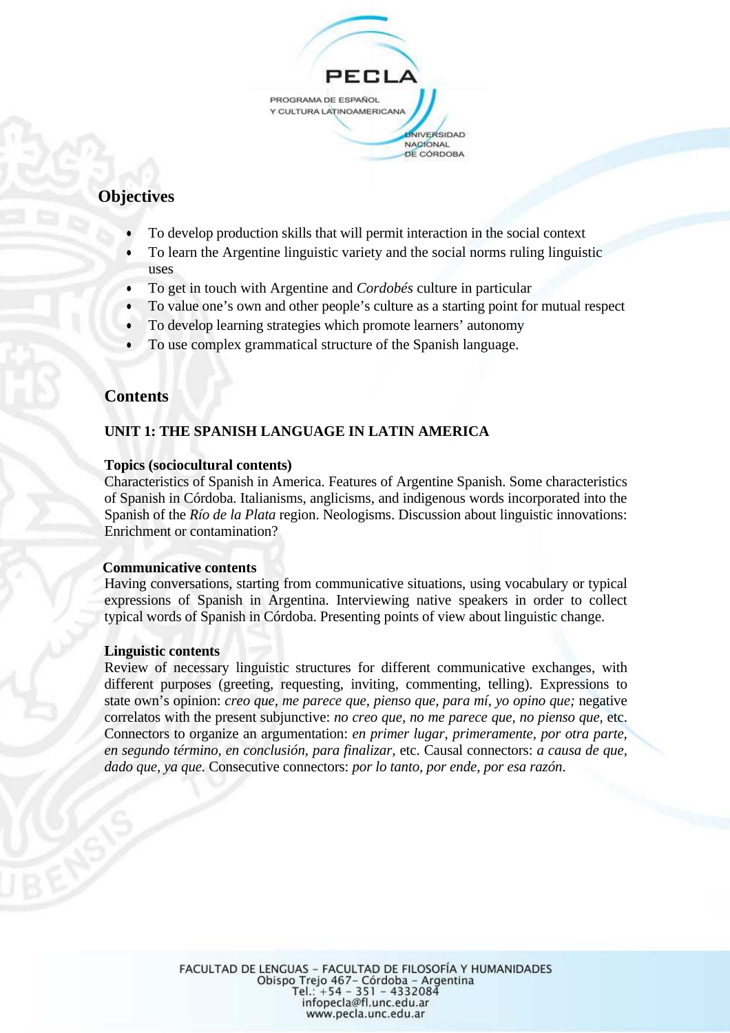## Objectives

- To develop production skills that will permit interaction in the social context
- To learn the Argentine linguistic variety and the social norms ruling linguistic uses
- To get in touch with Argentine and *Cordobés* culture in particular
- To value one's own and other people's culture as a starting point for mutual respect
- To develop learning strategies which promote learners' autonomy
- To use complex grammatical structure of the Spanish language.

## Contents

### UNIT 1: THE SPANISH LANGUAGE IN LATIN AMERICA

**Topics (sociocultural contents)**
Characteristics of Spanish in America. Features of Argentine Spanish. Some characteristics of Spanish in Córdoba. Italianisms, anglicisms, and indigenous words incorporated into the Spanish of the *Río de la Plata* region. Neologisms. Discussion about linguistic innovations: Enrichment or contamination?

**Communicative contents**
Having conversations, starting from communicative situations, using vocabulary or typical expressions of Spanish in Argentina. Interviewing native speakers in order to collect typical words of Spanish in Córdoba. Presenting points of view about linguistic change.

**Linguistic contents**
Review of necessary linguistic structures for different communicative exchanges, with different purposes (greeting, requesting, inviting, commenting, telling). Expressions to state own's opinion: *creo que, me parece que, pienso que, para mí, yo opino que;* negative correlatos with the present subjunctive: *no creo que, no me parece que, no pienso que,* etc. Connectors to organize an argumentation: *en primer lugar, primeramente, por otra parte, en segundo término, en conclusión, para finalizar,* etc. Causal connectors: *a causa de que, dado que, ya que.* Consecutive connectors: *por lo tanto, por ende, por esa razón*.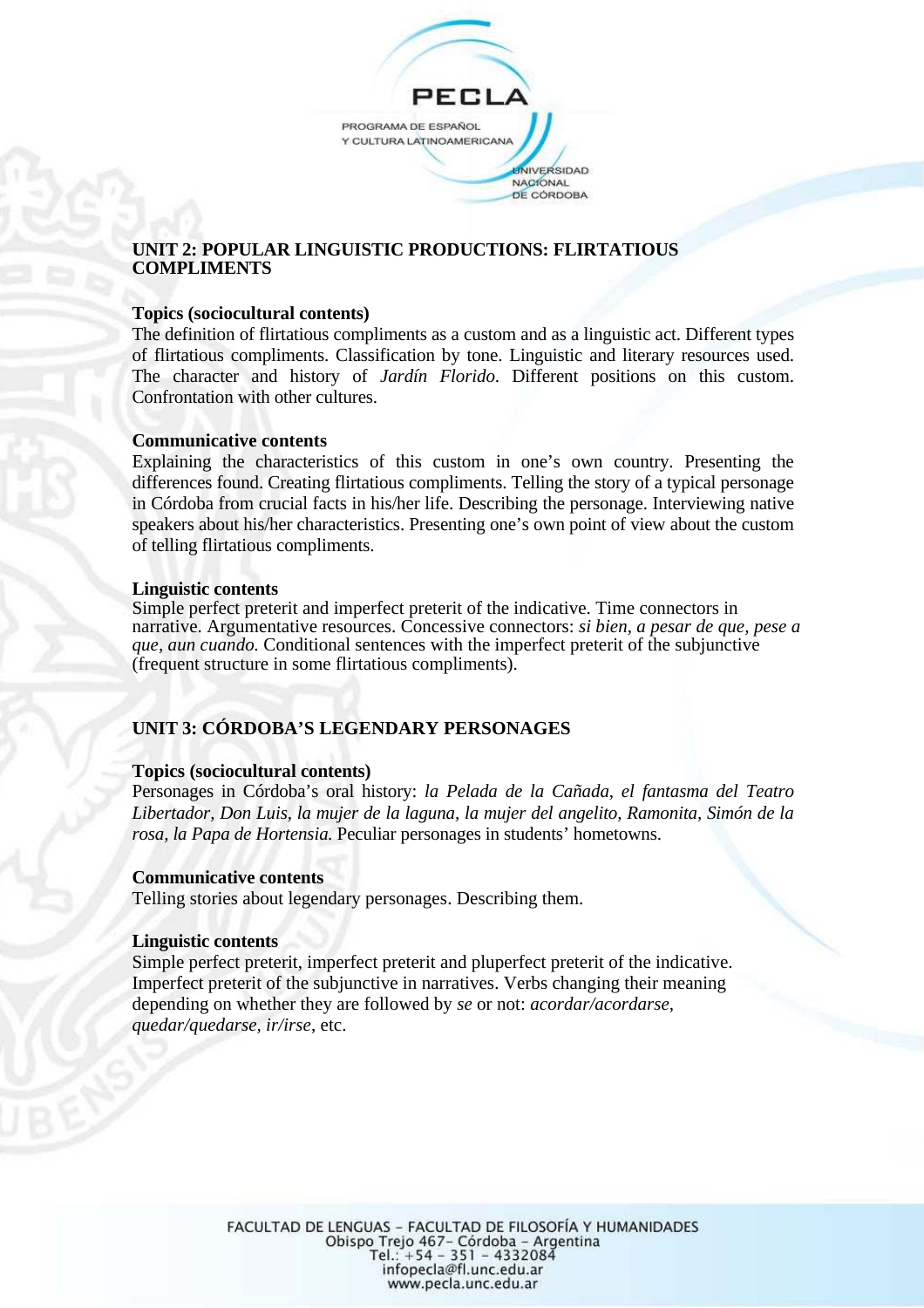## UNIT 2: POPULAR LINGUISTIC PRODUCTIONS: FLIRTATIOUS COMPLIMENTS

**Topics (sociocultural contents)**
The definition of flirtatious compliments as a custom and as a linguistic act. Different types of flirtatious compliments. Classification by tone. Linguistic and literary resources used. The character and history of *Jardín Florido*. Different positions on this custom. Confrontation with other cultures.

**Communicative contents**
Explaining the characteristics of this custom in one's own country. Presenting the differences found. Creating flirtatious compliments. Telling the story of a typical personage in Córdoba from crucial facts in his/her life. Describing the personage. Interviewing native speakers about his/her characteristics. Presenting one's own point of view about the custom of telling flirtatious compliments.

**Linguistic contents**
Simple perfect preterit and imperfect preterit of the indicative. Time connectors in narrative. Argumentative resources. Concessive connectors: *si bien, a pesar de que, pese a que, aun cuando.* Conditional sentences with the imperfect preterit of the subjunctive (frequent structure in some flirtatious compliments).

## UNIT 3: CÓRDOBA'S LEGENDARY PERSONAGES

**Topics (sociocultural contents)**
Personages in Córdoba's oral history: *la Pelada de la Cañada, el fantasma del Teatro Libertador, Don Luis, la mujer de la laguna, la mujer del angelito, Ramonita, Simón de la rosa, la Papa de Hortensia.* Peculiar personages in students' hometowns.

**Communicative contents**
Telling stories about legendary personages. Describing them.

**Linguistic contents**
Simple perfect preterit, imperfect preterit and pluperfect preterit of the indicative. Imperfect preterit of the subjunctive in narratives. Verbs changing their meaning depending on whether they are followed by *se* or not: *acordar/acordarse, quedar/quedarse, ir/irse*, etc.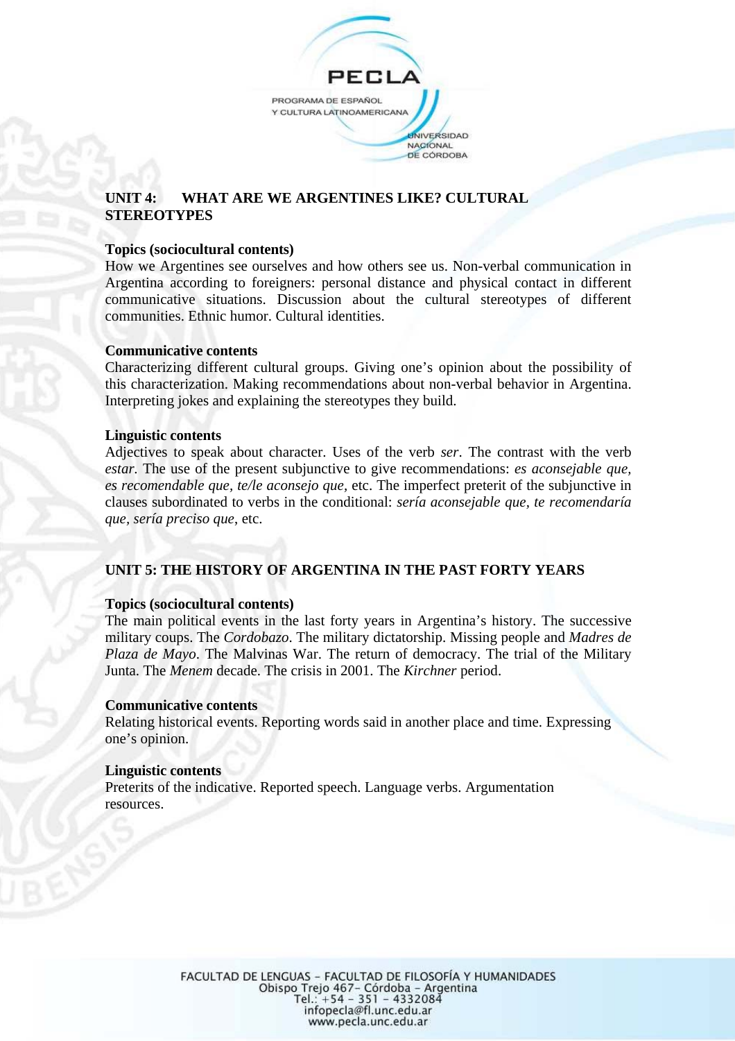## UNIT 4: WHAT ARE WE ARGENTINES LIKE? CULTURAL STEREOTYPES

**Topics (sociocultural contents)**
How we Argentines see ourselves and how others see us. Non-verbal communication in Argentina according to foreigners: personal distance and physical contact in different communicative situations. Discussion about the cultural stereotypes of different communities. Ethnic humor. Cultural identities.

**Communicative contents**
Characterizing different cultural groups. Giving one's opinion about the possibility of this characterization. Making recommendations about non-verbal behavior in Argentina. Interpreting jokes and explaining the stereotypes they build.

**Linguistic contents**
Adjectives to speak about character. Uses of the verb *ser*. The contrast with the verb *estar*. The use of the present subjunctive to give recommendations: *es aconsejable que, es recomendable que, te/le aconsejo que,* etc. The imperfect preterit of the subjunctive in clauses subordinated to verbs in the conditional: *sería aconsejable que, te recomendaría que, sería preciso que*, etc.

## UNIT 5: THE HISTORY OF ARGENTINA IN THE PAST FORTY YEARS

**Topics (sociocultural contents)**
The main political events in the last forty years in Argentina's history. The successive military coups. The *Cordobazo*. The military dictatorship. Missing people and *Madres de Plaza de Mayo*. The Malvinas War. The return of democracy. The trial of the Military Junta. The *Menem* decade. The crisis in 2001. The *Kirchner* period.

**Communicative contents**
Relating historical events. Reporting words said in another place and time. Expressing one's opinion.

**Linguistic contents**
Preterits of the indicative. Reported speech. Language verbs. Argumentation resources.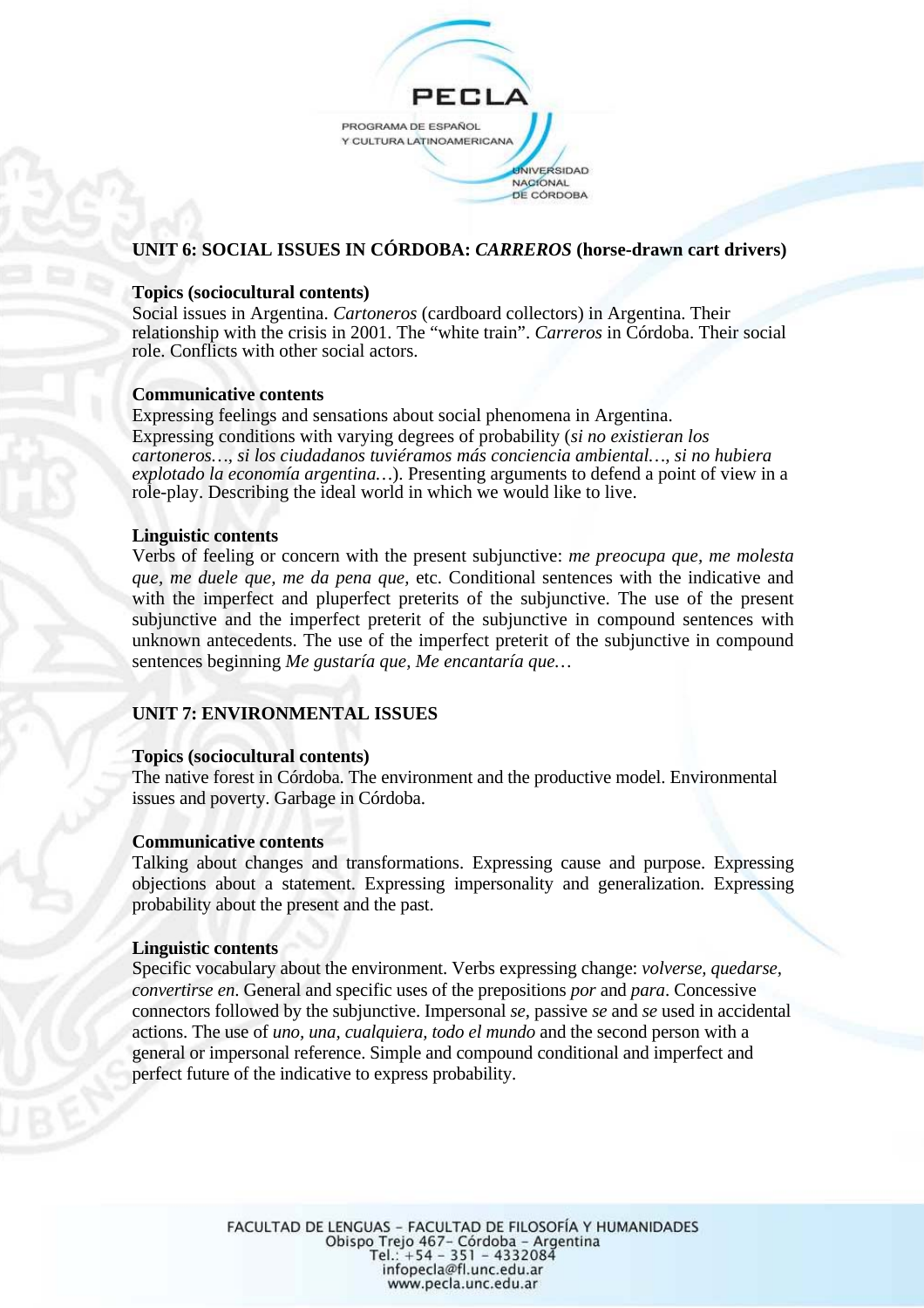## UNIT 6: SOCIAL ISSUES IN CÓRDOBA: *CARREROS* (horse-drawn cart drivers)

**Topics (sociocultural contents)**
Social issues in Argentina. *Cartoneros* (cardboard collectors) in Argentina. Their relationship with the crisis in 2001. The "white train". *Carreros* in Córdoba. Their social role. Conflicts with other social actors.

**Communicative contents**
Expressing feelings and sensations about social phenomena in Argentina.
Expressing conditions with varying degrees of probability (*si no existieran los cartoneros…, si los ciudadanos tuviéramos más conciencia ambiental…, si no hubiera explotado la economía argentina…*). Presenting arguments to defend a point of view in a role-play. Describing the ideal world in which we would like to live.

**Linguistic contents**
Verbs of feeling or concern with the present subjunctive: *me preocupa que, me molesta que, me duele que, me da pena que*, etc. Conditional sentences with the indicative and with the imperfect and pluperfect preterits of the subjunctive. The use of the present subjunctive and the imperfect preterit of the subjunctive in compound sentences with unknown antecedents. The use of the imperfect preterit of the subjunctive in compound sentences beginning *Me gustaría que, Me encantaría que…*

## UNIT 7: ENVIRONMENTAL ISSUES

**Topics (sociocultural contents)**
The native forest in Córdoba. The environment and the productive model. Environmental issues and poverty. Garbage in Córdoba.

**Communicative contents**
Talking about changes and transformations. Expressing cause and purpose. Expressing objections about a statement. Expressing impersonality and generalization. Expressing probability about the present and the past.

**Linguistic contents**
Specific vocabulary about the environment. Verbs expressing change: *volverse, quedarse, convertirse en*. General and specific uses of the prepositions *por* and *para*. Concessive connectors followed by the subjunctive. Impersonal *se*, passive *se* and *se* used in accidental actions. The use of *uno, una, cualquiera, todo el mundo* and the second person with a general or impersonal reference. Simple and compound conditional and imperfect and perfect future of the indicative to express probability.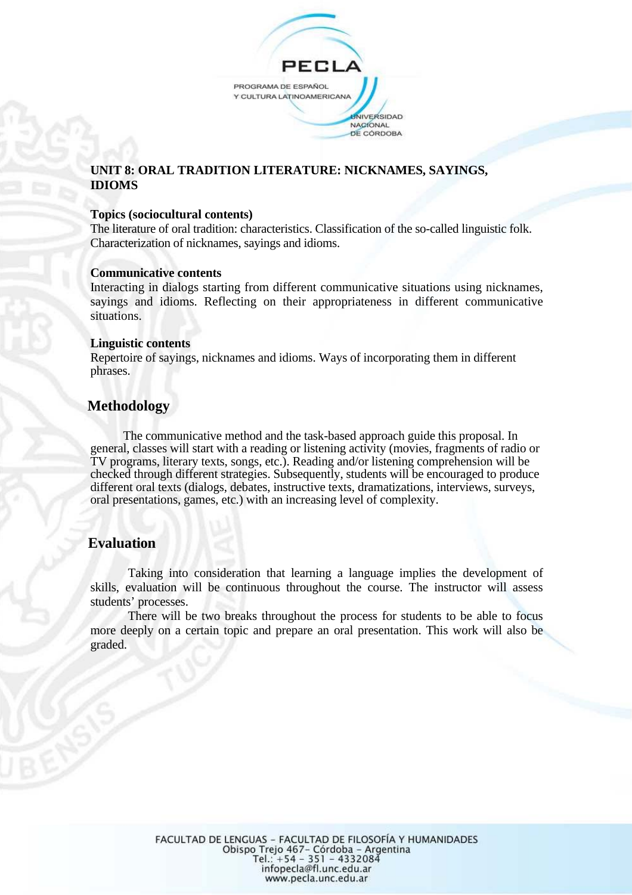## UNIT 8: ORAL TRADITION LITERATURE: NICKNAMES, SAYINGS, IDIOMS

**Topics (sociocultural contents)**
The literature of oral tradition: characteristics. Classification of the so-called linguistic folk. Characterization of nicknames, sayings and idioms.

**Communicative contents**
Interacting in dialogs starting from different communicative situations using nicknames, sayings and idioms. Reflecting on their appropriateness in different communicative situations.

**Linguistic contents**
Repertoire of sayings, nicknames and idioms. Ways of incorporating them in different phrases.

## Methodology

The communicative method and the task-based approach guide this proposal. In general, classes will start with a reading or listening activity (movies, fragments of radio or TV programs, literary texts, songs, etc.). Reading and/or listening comprehension will be checked through different strategies. Subsequently, students will be encouraged to produce different oral texts (dialogs, debates, instructive texts, dramatizations, interviews, surveys, oral presentations, games, etc.) with an increasing level of complexity.

## Evaluation

Taking into consideration that learning a language implies the development of skills, evaluation will be continuous throughout the course. The instructor will assess students' processes.

There will be two breaks throughout the process for students to be able to focus more deeply on a certain topic and prepare an oral presentation. This work will also be graded.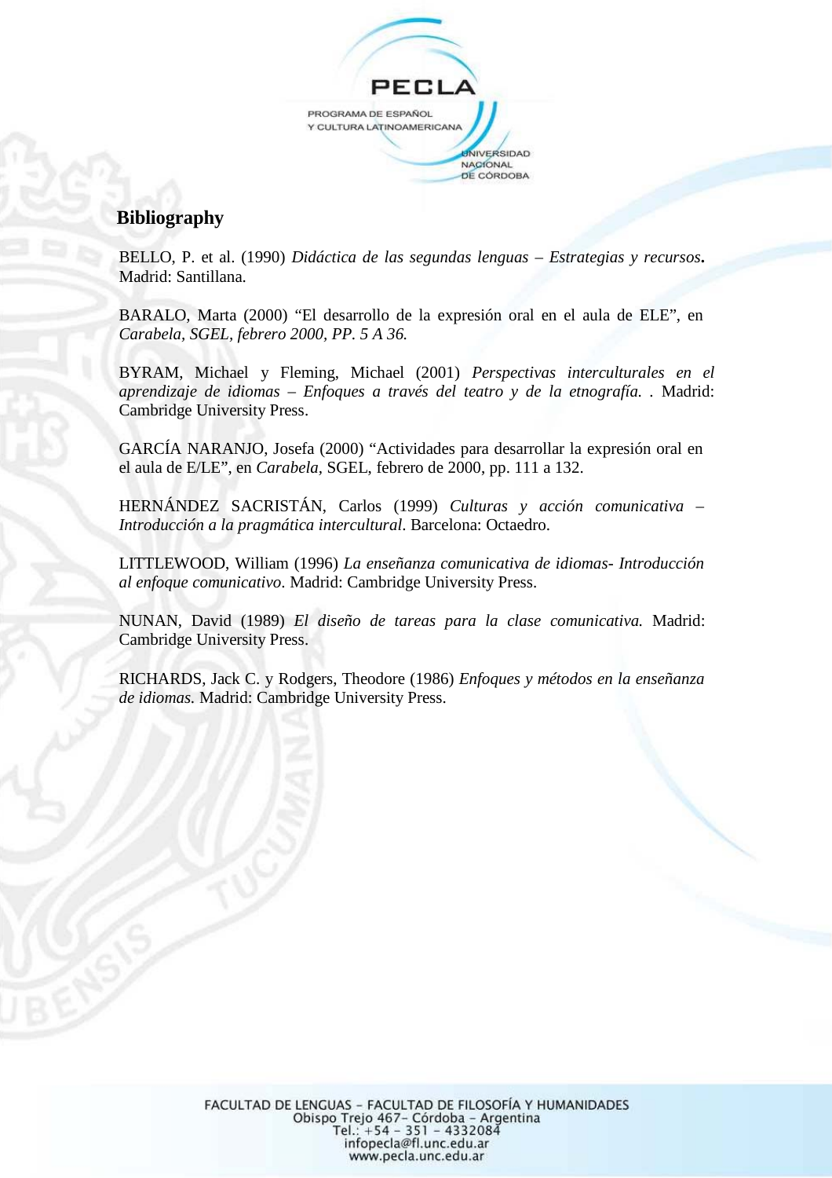## Bibliography

BELLO, P. et al. (1990) *Didáctica de las segundas lenguas – Estrategias y recursos***.** Madrid: Santillana.

BARALO, Marta (2000) "El desarrollo de la expresión oral en el aula de ELE", en *Carabela, SGEL, febrero 2000, PP. 5 A 36.*

BYRAM, Michael y Fleming, Michael (2001) *Perspectivas interculturales en el aprendizaje de idiomas – Enfoques a través del teatro y de la etnografía.* . Madrid: Cambridge University Press.

GARCÍA NARANJO, Josefa (2000) "Actividades para desarrollar la expresión oral en el aula de E/LE", en *Carabela*, SGEL, febrero de 2000, pp. 111 a 132.

HERNÁNDEZ SACRISTÁN, Carlos (1999) *Culturas y acción comunicativa – Introducción a la pragmática intercultural*. Barcelona: Octaedro.

LITTLEWOOD, William (1996) *La enseñanza comunicativa de idiomas- Introducción al enfoque comunicativo*. Madrid: Cambridge University Press.

NUNAN, David (1989) *El diseño de tareas para la clase comunicativa.* Madrid: Cambridge University Press.

RICHARDS, Jack C. y Rodgers, Theodore (1986) *Enfoques y métodos en la enseñanza de idiomas.* Madrid: Cambridge University Press.